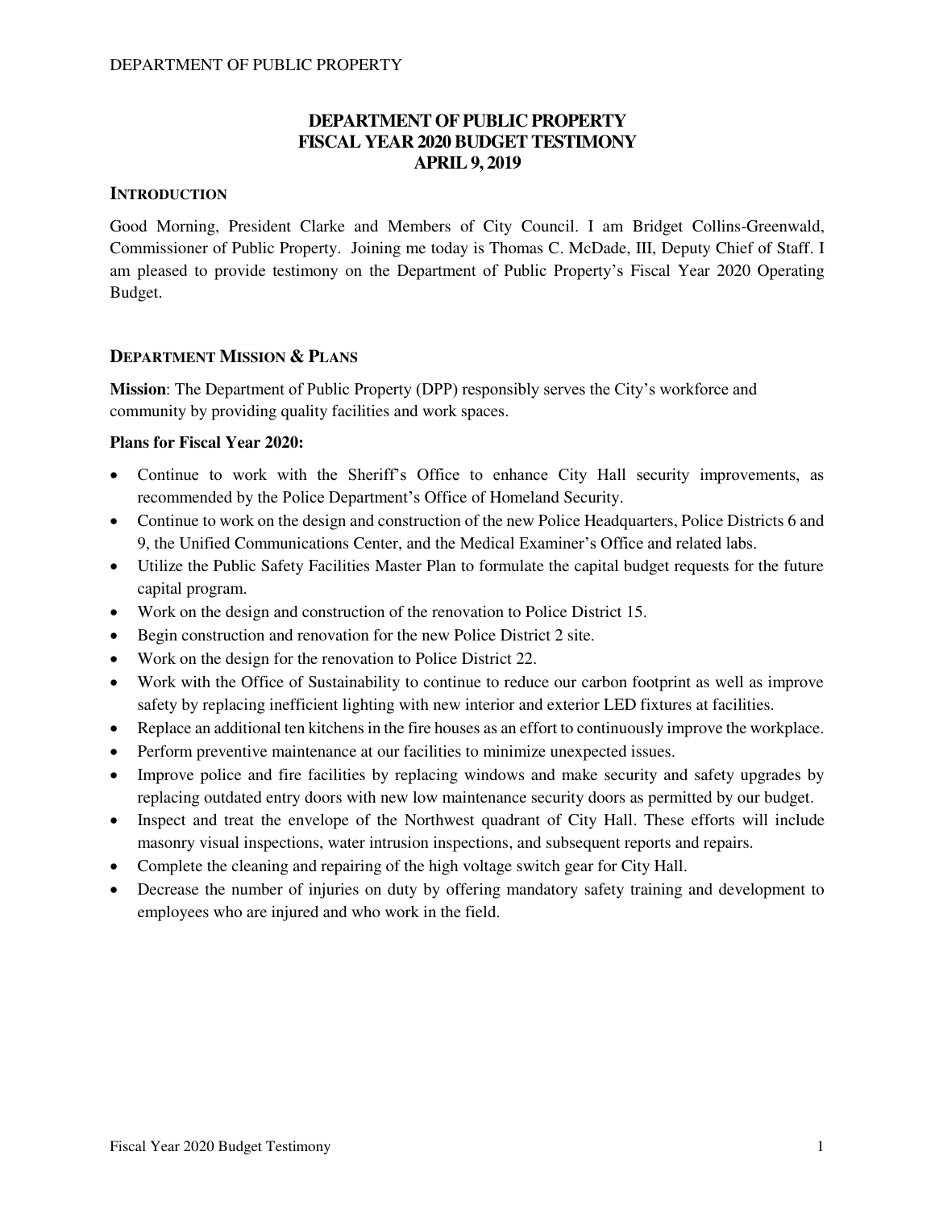# DEPARTMENT OF PUBLIC PROPERTY
# FISCAL YEAR 2020 BUDGET TESTIMONY
# APRIL 9, 2019

## INTRODUCTION

Good Morning, President Clarke and Members of City Council. I am Bridget Collins-Greenwald, Commissioner of Public Property. Joining me today is Thomas C. McDade, III, Deputy Chief of Staff. I am pleased to provide testimony on the Department of Public Property's Fiscal Year 2020 Operating Budget.

## DEPARTMENT MISSION & PLANS

**Mission**: The Department of Public Property (DPP) responsibly serves the City's workforce and community by providing quality facilities and work spaces.

**Plans for Fiscal Year 2020:**

- Continue to work with the Sheriff's Office to enhance City Hall security improvements, as recommended by the Police Department's Office of Homeland Security.
- Continue to work on the design and construction of the new Police Headquarters, Police Districts 6 and 9, the Unified Communications Center, and the Medical Examiner's Office and related labs.
- Utilize the Public Safety Facilities Master Plan to formulate the capital budget requests for the future capital program.
- Work on the design and construction of the renovation to Police District 15.
- Begin construction and renovation for the new Police District 2 site.
- Work on the design for the renovation to Police District 22.
- Work with the Office of Sustainability to continue to reduce our carbon footprint as well as improve safety by replacing inefficient lighting with new interior and exterior LED fixtures at facilities.
- Replace an additional ten kitchens in the fire houses as an effort to continuously improve the workplace.
- Perform preventive maintenance at our facilities to minimize unexpected issues.
- Improve police and fire facilities by replacing windows and make security and safety upgrades by replacing outdated entry doors with new low maintenance security doors as permitted by our budget.
- Inspect and treat the envelope of the Northwest quadrant of City Hall. These efforts will include masonry visual inspections, water intrusion inspections, and subsequent reports and repairs.
- Complete the cleaning and repairing of the high voltage switch gear for City Hall.
- Decrease the number of injuries on duty by offering mandatory safety training and development to employees who are injured and who work in the field.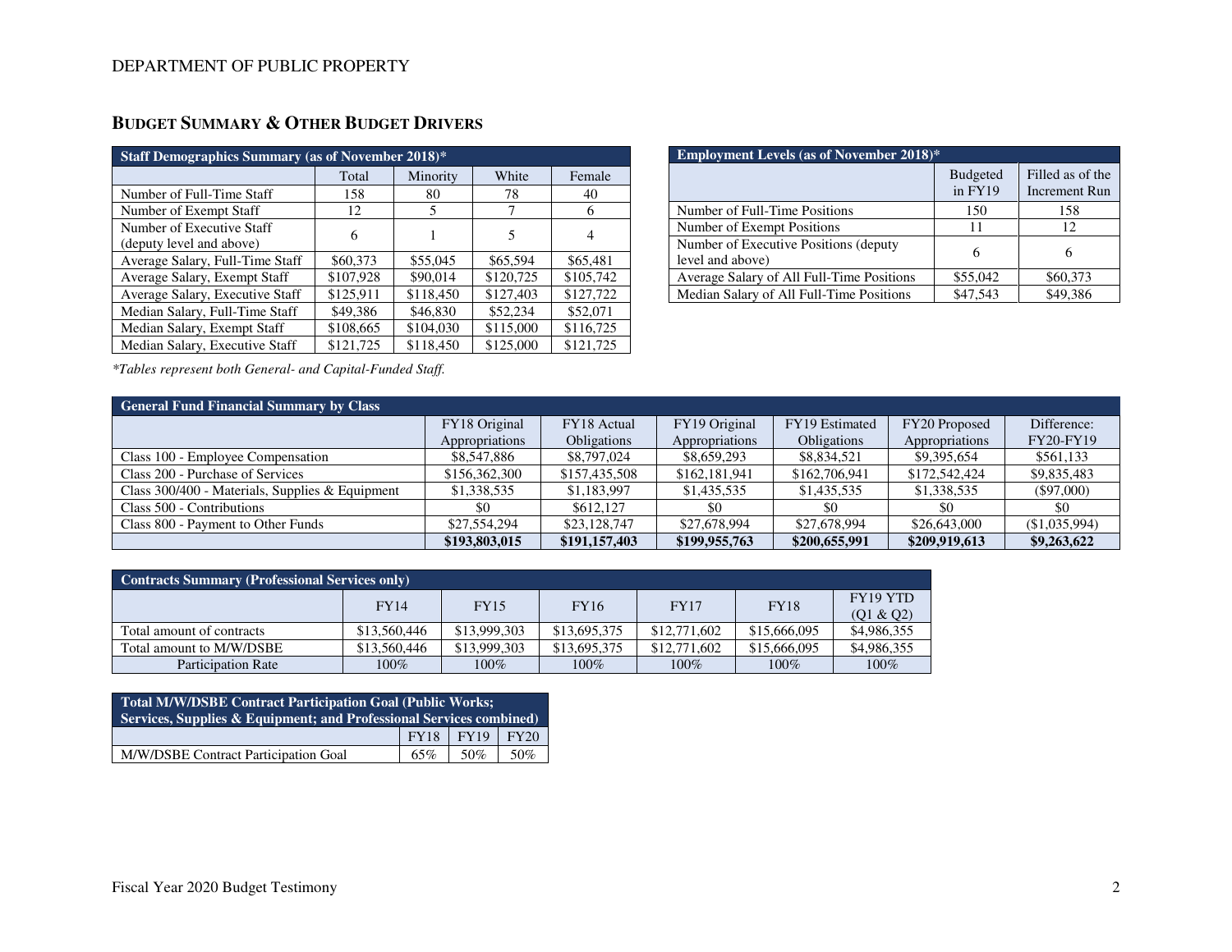DEPARTMENT OF PUBLIC PROPERTY

## BUDGET SUMMARY & OTHER BUDGET DRIVERS

| Staff Demographics Summary (as of November 2018)* | | | | |
|---|---|---|---|---|
| | Total | Minority | White | Female |
| Number of Full-Time Staff | 158 | 80 | 78 | 40 |
| Number of Exempt Staff | 12 | 5 | 7 | 6 |
| Number of Executive Staff (deputy level and above) | 6 | 1 | 5 | 4 |
| Average Salary, Full-Time Staff | $60,373 | $55,045 | $65,594 | $65,481 |
| Average Salary, Exempt Staff | $107,928 | $90,014 | $120,725 | $105,742 |
| Average Salary, Executive Staff | $125,911 | $118,450 | $127,403 | $127,722 |
| Median Salary, Full-Time Staff | $49,386 | $46,830 | $52,234 | $52,071 |
| Median Salary, Exempt Staff | $108,665 | $104,030 | $115,000 | $116,725 |
| Median Salary, Executive Staff | $121,725 | $118,450 | $125,000 | $121,725 |

| Employment Levels (as of November 2018)* | | |
|---|---|---|
| | Budgeted in FY19 | Filled as of the Increment Run |
| Number of Full-Time Positions | 150 | 158 |
| Number of Exempt Positions | 11 | 12 |
| Number of Executive Positions (deputy level and above) | 6 | 6 |
| Average Salary of All Full-Time Positions | $55,042 | $60,373 |
| Median Salary of All Full-Time Positions | $47,543 | $49,386 |

*Tables represent both General- and Capital-Funded Staff.*

| General Fund Financial Summary by Class | | | | | | |
|---|---|---|---|---|---|---|
| | FY18 Original Appropriations | FY18 Actual Obligations | FY19 Original Appropriations | FY19 Estimated Obligations | FY20 Proposed Appropriations | Difference: FY20-FY19 |
| Class 100 - Employee Compensation | $8,547,886 | $8,797,024 | $8,659,293 | $8,834,521 | $9,395,654 | $561,133 |
| Class 200 - Purchase of Services | $156,362,300 | $157,435,508 | $162,181,941 | $162,706,941 | $172,542,424 | $9,835,483 |
| Class 300/400 - Materials, Supplies & Equipment | $1,338,535 | $1,183,997 | $1,435,535 | $1,435,535 | $1,338,535 | ($97,000) |
| Class 500 - Contributions | $0 | $612,127 | $0 | $0 | $0 | $0 |
| Class 800 - Payment to Other Funds | $27,554,294 | $23,128,747 | $27,678,994 | $27,678,994 | $26,643,000 | ($1,035,994) |
| | **$193,803,015** | **$191,157,403** | **$199,955,763** | **$200,655,991** | **$209,919,613** | **$9,263,622** |

| Contracts Summary (Professional Services only) | | | | | | |
|---|---|---|---|---|---|---|
| | FY14 | FY15 | FY16 | FY17 | FY18 | FY19 YTD (Q1 & Q2) |
| Total amount of contracts | $13,560,446 | $13,999,303 | $13,695,375 | $12,771,602 | $15,666,095 | $4,986,355 |
| Total amount to M/W/DSBE | $13,560,446 | $13,999,303 | $13,695,375 | $12,771,602 | $15,666,095 | $4,986,355 |
| Participation Rate | 100% | 100% | 100% | 100% | 100% | 100% |

| Total M/W/DSBE Contract Participation Goal (Public Works; Services, Supplies & Equipment; and Professional Services combined) | | | |
|---|---|---|---|
| | FY18 | FY19 | FY20 |
| M/W/DSBE Contract Participation Goal | 65% | 50% | 50% |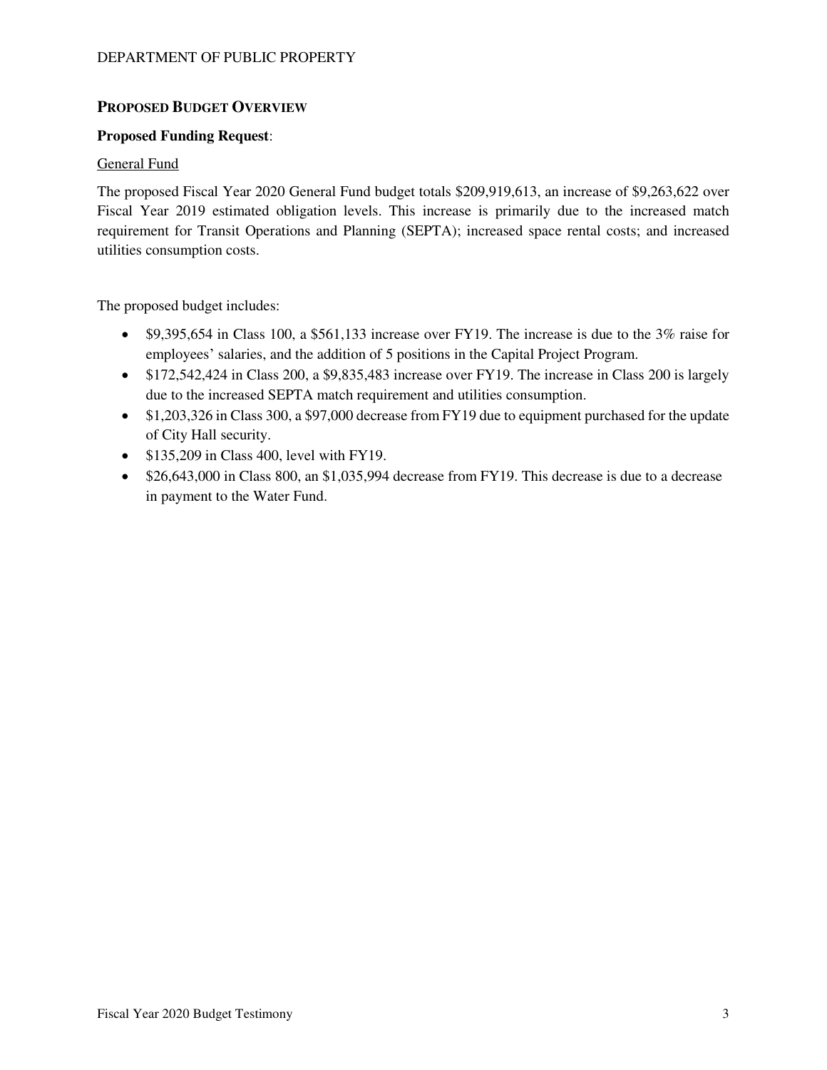## PROPOSED BUDGET OVERVIEW

**Proposed Funding Request**:

General Fund

The proposed Fiscal Year 2020 General Fund budget totals $209,919,613, an increase of $9,263,622 over Fiscal Year 2019 estimated obligation levels. This increase is primarily due to the increased match requirement for Transit Operations and Planning (SEPTA); increased space rental costs; and increased utilities consumption costs.

The proposed budget includes:

- $9,395,654 in Class 100, a $561,133 increase over FY19. The increase is due to the 3% raise for employees' salaries, and the addition of 5 positions in the Capital Project Program.
- $172,542,424 in Class 200, a $9,835,483 increase over FY19. The increase in Class 200 is largely due to the increased SEPTA match requirement and utilities consumption.
- $1,203,326 in Class 300, a $97,000 decrease from FY19 due to equipment purchased for the update of City Hall security.
- $135,209 in Class 400, level with FY19.
- $26,643,000 in Class 800, an $1,035,994 decrease from FY19. This decrease is due to a decrease in payment to the Water Fund.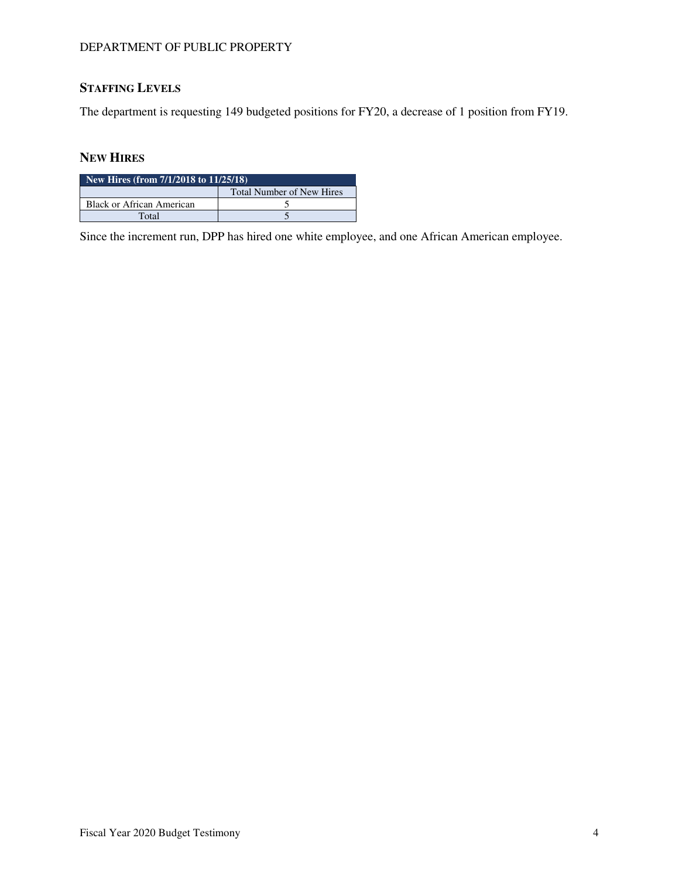## Staffing Levels

The department is requesting 149 budgeted positions for FY20, a decrease of 1 position from FY19.

## New Hires

| New Hires (from 7/1/2018 to 11/25/18) | |
|---|---|
| | Total Number of New Hires |
| Black or African American | 5 |
| Total | 5 |

Since the increment run, DPP has hired one white employee, and one African American employee.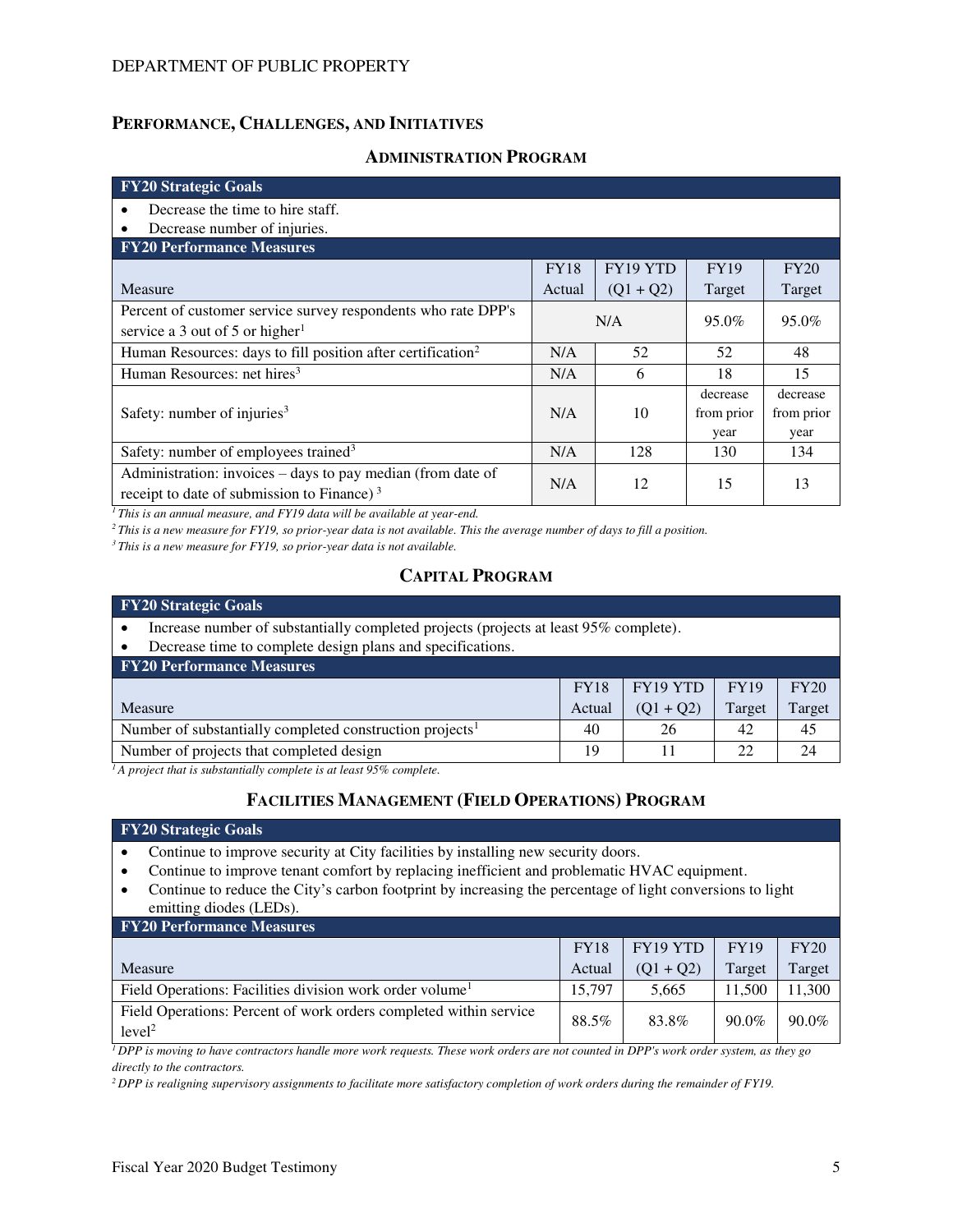## PERFORMANCE, CHALLENGES, AND INITIATIVES

### ADMINISTRATION PROGRAM

**FY20 Strategic Goals**

- Decrease the time to hire staff.
- Decrease number of injuries.

**FY20 Performance Measures**

| Measure | FY18 Actual | FY19 YTD (Q1 + Q2) | FY19 Target | FY20 Target |
|---|---|---|---|---|
| Percent of customer service survey respondents who rate DPP's service a 3 out of 5 or higher[1] | N/A | | 95.0% | 95.0% |
| Human Resources: days to fill position after certification[2] | N/A | 52 | 52 | 48 |
| Human Resources: net hires[3] | N/A | 6 | 18 | 15 |
| Safety: number of injuries[3] | N/A | 10 | decrease from prior year | decrease from prior year |
| Safety: number of employees trained[3] | N/A | 128 | 130 | 134 |
| Administration: invoices – days to pay median (from date of receipt to date of submission to Finance)[3] | N/A | 12 | 15 | 13 |

*[1] This is an annual measure, and FY19 data will be available at year-end.*

*[2] This is a new measure for FY19, so prior-year data is not available. This the average number of days to fill a position.*

*[3] This is a new measure for FY19, so prior-year data is not available.*

### CAPITAL PROGRAM

**FY20 Strategic Goals**

- Increase number of substantially completed projects (projects at least 95% complete).
- Decrease time to complete design plans and specifications.

**FY20 Performance Measures**

| Measure | FY18 Actual | FY19 YTD (Q1 + Q2) | FY19 Target | FY20 Target |
|---|---|---|---|---|
| Number of substantially completed construction projects[1] | 40 | 26 | 42 | 45 |
| Number of projects that completed design | 19 | 11 | 22 | 24 |

*[1] A project that is substantially complete is at least 95% complete.*

### FACILITIES MANAGEMENT (FIELD OPERATIONS) PROGRAM

**FY20 Strategic Goals**

- Continue to improve security at City facilities by installing new security doors.
- Continue to improve tenant comfort by replacing inefficient and problematic HVAC equipment.
- Continue to reduce the City's carbon footprint by increasing the percentage of light conversions to light emitting diodes (LEDs).

**FY20 Performance Measures**

| Measure | FY18 Actual | FY19 YTD (Q1 + Q2) | FY19 Target | FY20 Target |
|---|---|---|---|---|
| Field Operations: Facilities division work order volume[1] | 15,797 | 5,665 | 11,500 | 11,300 |
| Field Operations: Percent of work orders completed within service level[2] | 88.5% | 83.8% | 90.0% | 90.0% |

*[1] DPP is moving to have contractors handle more work requests. These work orders are not counted in DPP's work order system, as they go directly to the contractors.*

*[2] DPP is realigning supervisory assignments to facilitate more satisfactory completion of work orders during the remainder of FY19.*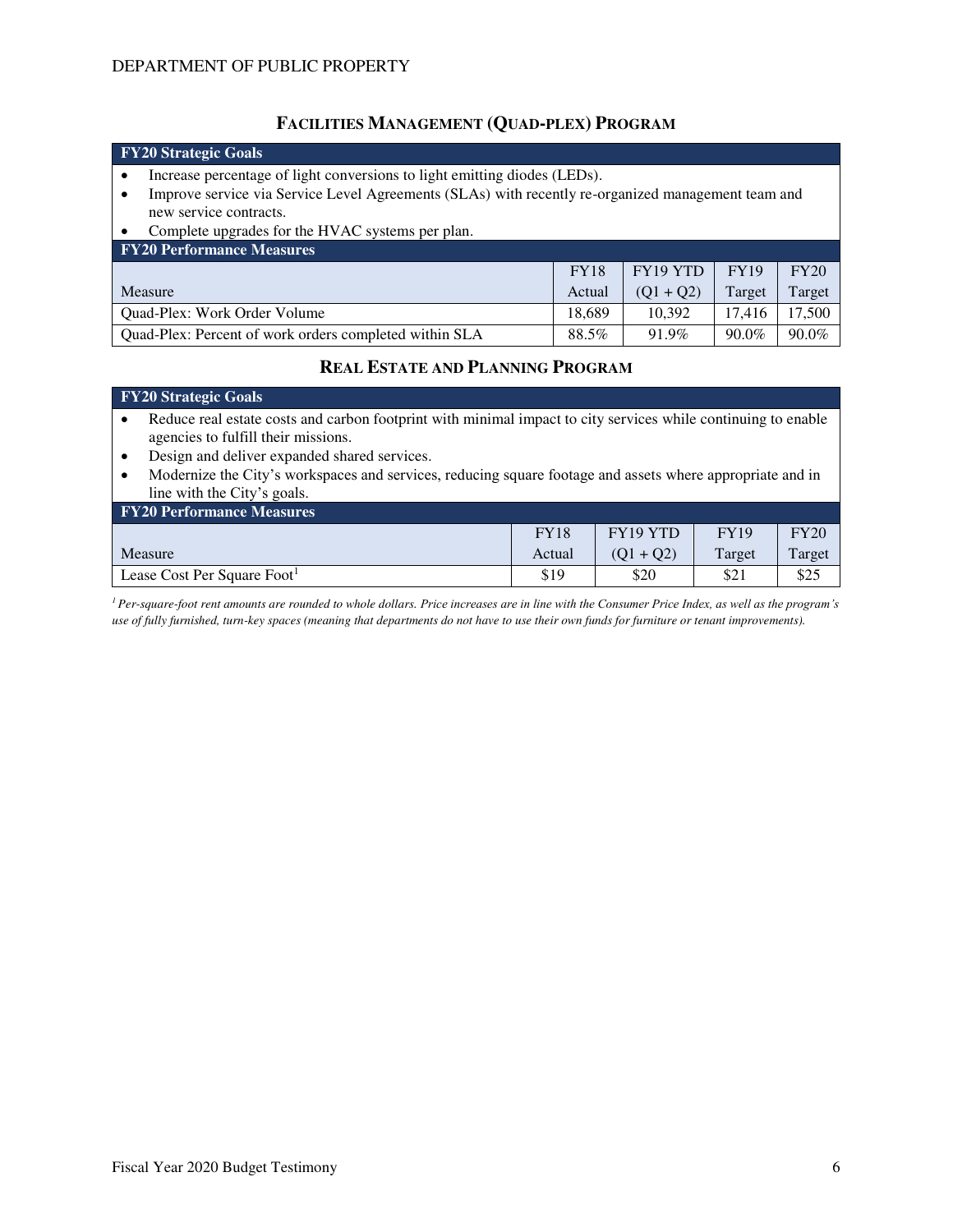## Facilities Management (Quad-plex) Program

**FY20 Strategic Goals**

- Increase percentage of light conversions to light emitting diodes (LEDs).
- Improve service via Service Level Agreements (SLAs) with recently re-organized management team and new service contracts.
- Complete upgrades for the HVAC systems per plan.

**FY20 Performance Measures**

| Measure | FY18 Actual | FY19 YTD (Q1 + Q2) | FY19 Target | FY20 Target |
|---|---|---|---|---|
| Quad-Plex: Work Order Volume | 18,689 | 10,392 | 17,416 | 17,500 |
| Quad-Plex: Percent of work orders completed within SLA | 88.5% | 91.9% | 90.0% | 90.0% |

## Real Estate and Planning Program

**FY20 Strategic Goals**

- Reduce real estate costs and carbon footprint with minimal impact to city services while continuing to enable agencies to fulfill their missions.
- Design and deliver expanded shared services.
- Modernize the City's workspaces and services, reducing square footage and assets where appropriate and in line with the City's goals.

**FY20 Performance Measures**

| Measure | FY18 Actual | FY19 YTD (Q1 + Q2) | FY19 Target | FY20 Target |
|---|---|---|---|---|
| Lease Cost Per Square Foot[1] | $19 | $20 | $21 | $25 |

*[1] Per-square-foot rent amounts are rounded to whole dollars. Price increases are in line with the Consumer Price Index, as well as the program's use of fully furnished, turn-key spaces (meaning that departments do not have to use their own funds for furniture or tenant improvements).*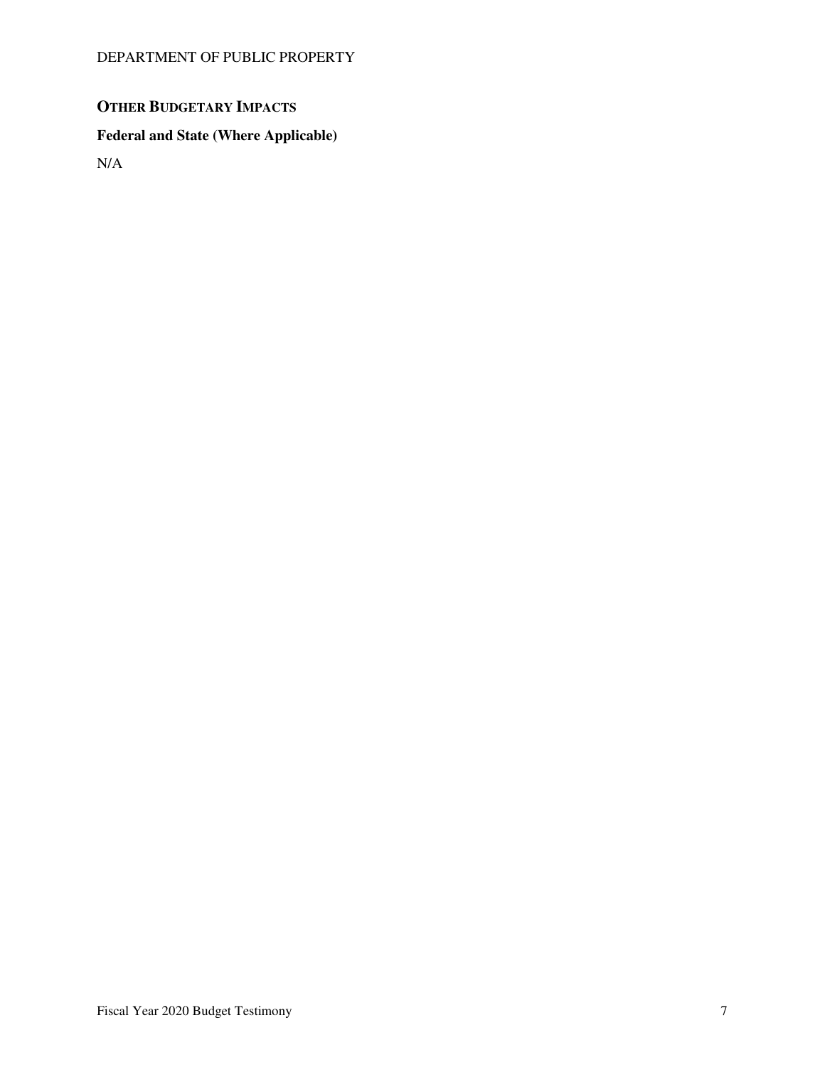## OTHER BUDGETARY IMPACTS

### Federal and State (Where Applicable)

N/A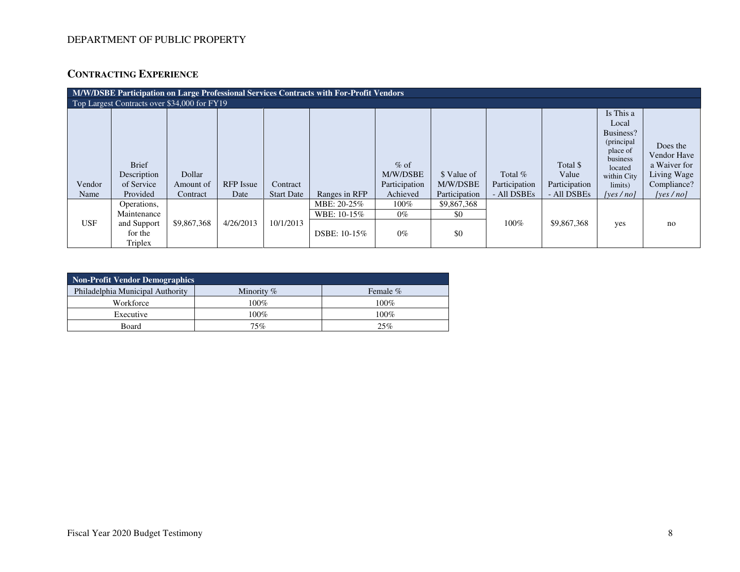DEPARTMENT OF PUBLIC PROPERTY

## CONTRACTING EXPERIENCE

| M/W/DSBE Participation on Large Professional Services Contracts with For-Profit Vendors | | | | | | | | | | | |
|---|---|---|---|---|---|---|---|---|---|---|---|
| Top Largest Contracts over $34,000 for FY19 | | | | | | | | | | | |
| Vendor Name | Brief Description of Service Provided | Dollar Amount of Contract | RFP Issue Date | Contract Start Date | Ranges in RFP | % of M/W/DSBE Participation Achieved | $ Value of M/W/DSBE Participation | Total % Participation - All DSBEs | Total $ Value Participation - All DSBEs | Is This a Local Business? (principal place of business located within City limits) *[yes / no]* | Does the Vendor Have a Waiver for Living Wage Compliance? *[yes / no]* |
| USF | Operations, Maintenance and Support for the Triplex | $9,867,368 | 4/26/2013 | 10/1/2013 | MBE: 20-25% | 100% | $9,867,368 | 100% | $9,867,368 | yes | no |
| | | | | | WBE: 10-15% | 0% | $0 | | | | |
| | | | | | DSBE: 10-15% | 0% | $0 | | | | |

| Non-Profit Vendor Demographics | | |
|---|---|---|
| Philadelphia Municipal Authority | Minority % | Female % |
| Workforce | 100% | 100% |
| Executive | 100% | 100% |
| Board | 75% | 25% |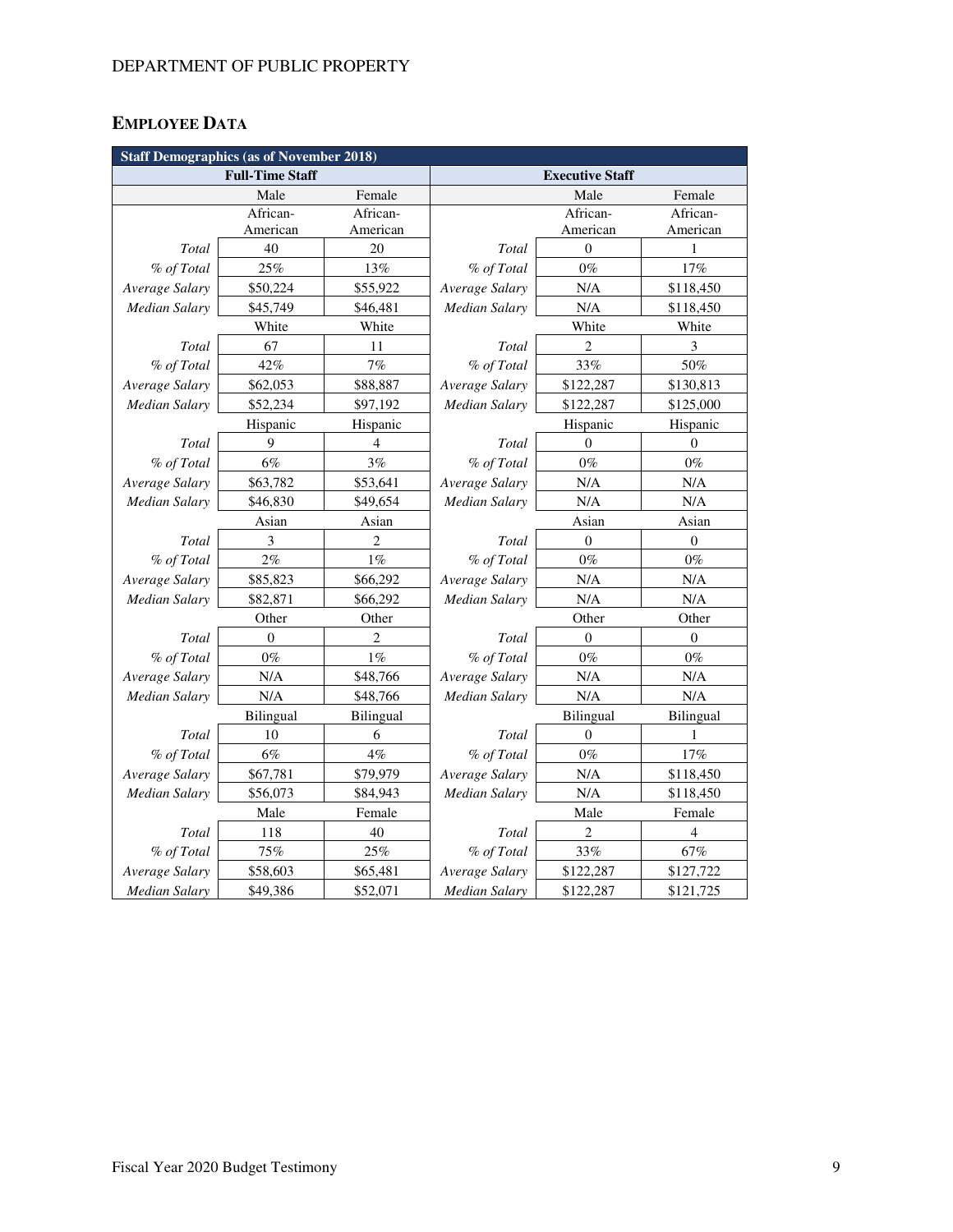DEPARTMENT OF PUBLIC PROPERTY

## EMPLOYEE DATA

| Staff Demographics (as of November 2018) | | | | | |
|---|---|---|---|---|---|
| **Full-Time Staff** | | | **Executive Staff** | | |
| | Male | Female | | Male | Female |
| | African-American | African-American | | African-American | African-American |
| *Total* | 40 | 20 | *Total* | 0 | 1 |
| *% of Total* | 25% | 13% | *% of Total* | 0% | 17% |
| *Average Salary* | $50,224 | $55,922 | *Average Salary* | N/A | $118,450 |
| *Median Salary* | $45,749 | $46,481 | *Median Salary* | N/A | $118,450 |
| | White | White | | White | White |
| *Total* | 67 | 11 | *Total* | 2 | 3 |
| *% of Total* | 42% | 7% | *% of Total* | 33% | 50% |
| *Average Salary* | $62,053 | $88,887 | *Average Salary* | $122,287 | $130,813 |
| *Median Salary* | $52,234 | $97,192 | *Median Salary* | $122,287 | $125,000 |
| | Hispanic | Hispanic | | Hispanic | Hispanic |
| *Total* | 9 | 4 | *Total* | 0 | 0 |
| *% of Total* | 6% | 3% | *% of Total* | 0% | 0% |
| *Average Salary* | $63,782 | $53,641 | *Average Salary* | N/A | N/A |
| *Median Salary* | $46,830 | $49,654 | *Median Salary* | N/A | N/A |
| | Asian | Asian | | Asian | Asian |
| *Total* | 3 | 2 | *Total* | 0 | 0 |
| *% of Total* | 2% | 1% | *% of Total* | 0% | 0% |
| *Average Salary* | $85,823 | $66,292 | *Average Salary* | N/A | N/A |
| *Median Salary* | $82,871 | $66,292 | *Median Salary* | N/A | N/A |
| | Other | Other | | Other | Other |
| *Total* | 0 | 2 | *Total* | 0 | 0 |
| *% of Total* | 0% | 1% | *% of Total* | 0% | 0% |
| *Average Salary* | N/A | $48,766 | *Average Salary* | N/A | N/A |
| *Median Salary* | N/A | $48,766 | *Median Salary* | N/A | N/A |
| | Bilingual | Bilingual | | Bilingual | Bilingual |
| *Total* | 10 | 6 | *Total* | 0 | 1 |
| *% of Total* | 6% | 4% | *% of Total* | 0% | 17% |
| *Average Salary* | $67,781 | $79,979 | *Average Salary* | N/A | $118,450 |
| *Median Salary* | $56,073 | $84,943 | *Median Salary* | N/A | $118,450 |
| | Male | Female | | Male | Female |
| *Total* | 118 | 40 | *Total* | 2 | 4 |
| *% of Total* | 75% | 25% | *% of Total* | 33% | 67% |
| *Average Salary* | $58,603 | $65,481 | *Average Salary* | $122,287 | $127,722 |
| *Median Salary* | $49,386 | $52,071 | *Median Salary* | $122,287 | $121,725 |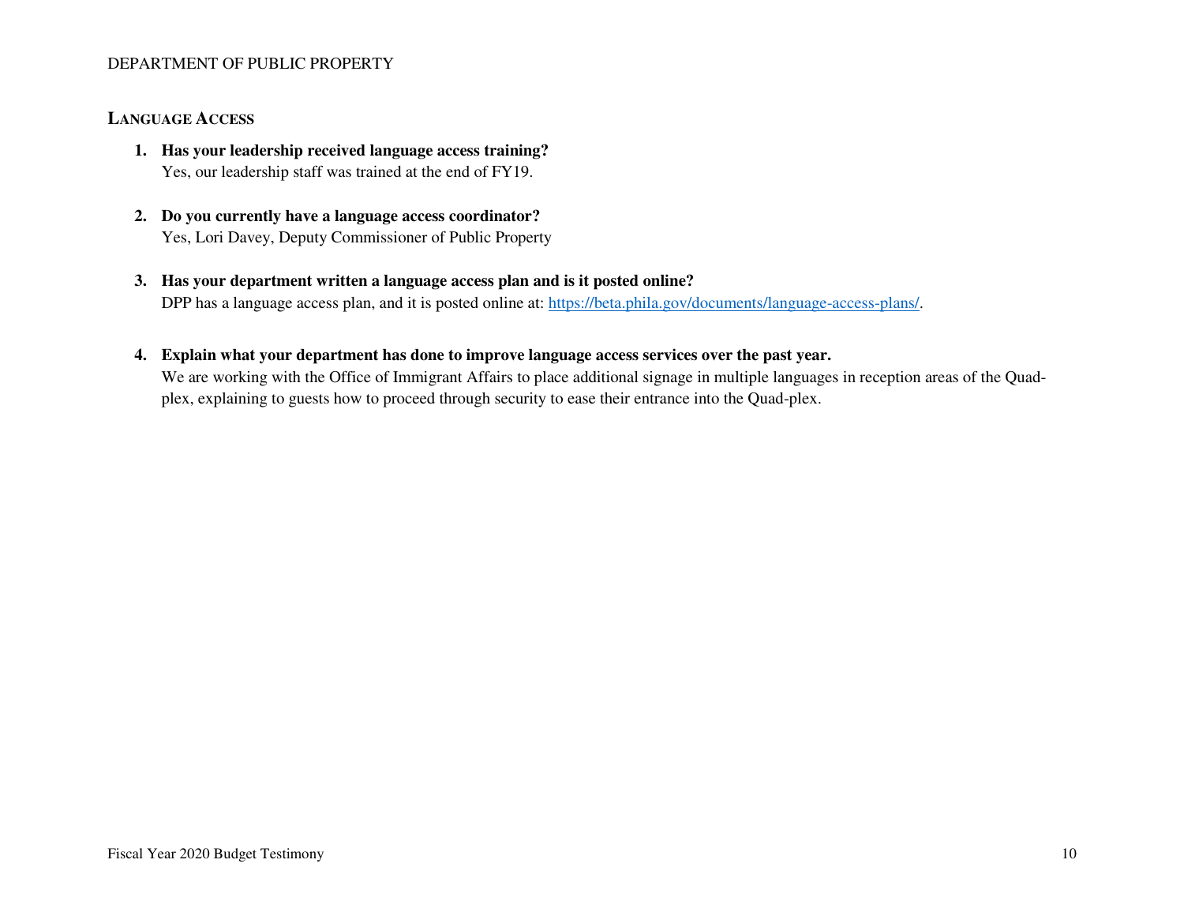## Language Access

1. **Has your leadership received language access training?**
   Yes, our leadership staff was trained at the end of FY19.

2. **Do you currently have a language access coordinator?**
   Yes, Lori Davey, Deputy Commissioner of Public Property

3. **Has your department written a language access plan and is it posted online?**
   DPP has a language access plan, and it is posted online at: [https://beta.phila.gov/documents/language-access-plans/](https://beta.phila.gov/documents/language-access-plans/).

4. **Explain what your department has done to improve language access services over the past year.**
   We are working with the Office of Immigrant Affairs to place additional signage in multiple languages in reception areas of the Quad-plex, explaining to guests how to proceed through security to ease their entrance into the Quad-plex.